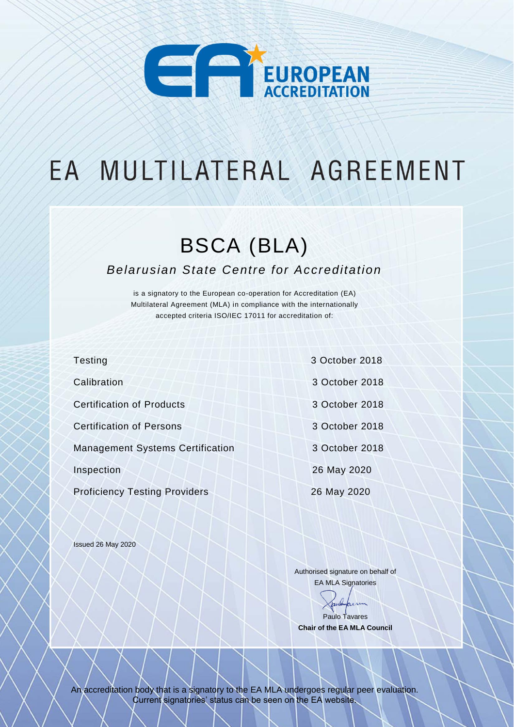EUROPEAN ACCREDITATION

# EA MULTILATERAL AGREEMENT

## BSCA (BLA)

### *Belarusian State Centre for Accreditation*

is a signatory to the European co-operation for Accreditation (EA) Multilateral Agreement (MLA) in compliance with the internationally accepted criteria ISO/IEC 17011 for accreditation of:

| | |
|---|---|
| Testing | 3 October 2018 |
| Calibration | 3 October 2018 |
| Certification of Products | 3 October 2018 |
| Certification of Persons | 3 October 2018 |
| Management Systems Certification | 3 October 2018 |
| Inspection | 26 May 2020 |
| Proficiency Testing Providers | 26 May 2020 |

Issued 26 May 2020

Authorised signature on behalf of EA MLA Signatories

Paulo Tavares
**Chair of the EA MLA Council**

An accreditation body that is a signatory to the EA MLA undergoes regular peer evaluation. Current signatories' status can be seen on the EA website.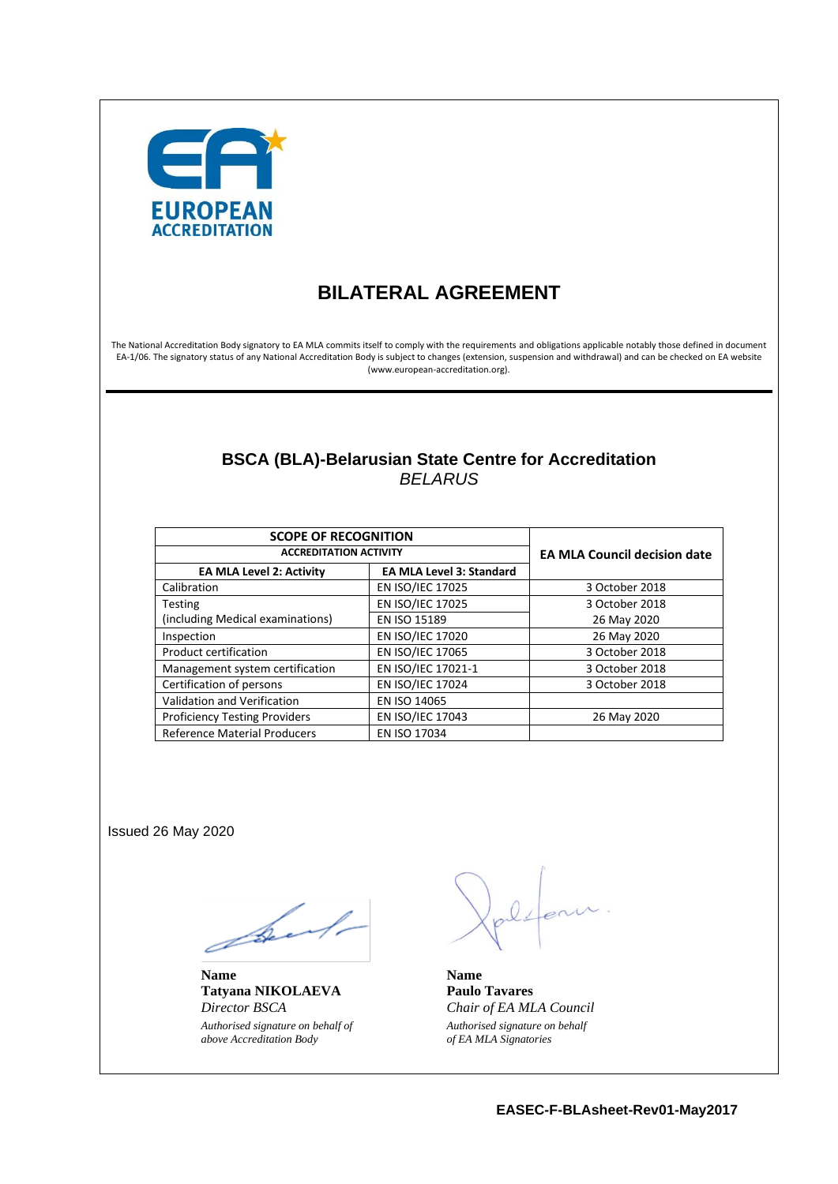EUROPEAN ACCREDITATION

# BILATERAL AGREEMENT

The National Accreditation Body signatory to EA MLA commits itself to comply with the requirements and obligations applicable notably those defined in document EA-1/06. The signatory status of any National Accreditation Body is subject to changes (extension, suspension and withdrawal) and can be checked on EA website (www.european-accreditation.org).

## BSCA (BLA)-Belarusian State Centre for Accreditation
*BELARUS*

| SCOPE OF RECOGNITION | | EA MLA Council decision date |
|---|---|---|
| ACCREDITATION ACTIVITY | | |
| **EA MLA Level 2: Activity** | **EA MLA Level 3: Standard** | |
| Calibration | EN ISO/IEC 17025 | 3 October 2018 |
| Testing | EN ISO/IEC 17025 | 3 October 2018 |
| (including Medical examinations) | EN ISO 15189 | 26 May 2020 |
| Inspection | EN ISO/IEC 17020 | 26 May 2020 |
| Product certification | EN ISO/IEC 17065 | 3 October 2018 |
| Management system certification | EN ISO/IEC 17021-1 | 3 October 2018 |
| Certification of persons | EN ISO/IEC 17024 | 3 October 2018 |
| Validation and Verification | EN ISO 14065 | |
| Proficiency Testing Providers | EN ISO/IEC 17043 | 26 May 2020 |
| Reference Material Producers | EN ISO 17034 | |

Issued 26 May 2020

**Name**
**Tatyana NIKOLAEVA**
*Director BSCA*
*Authorised signature on behalf of above Accreditation Body*

**Name**
**Paulo Tavares**
*Chair of EA MLA Council*
*Authorised signature on behalf of EA MLA Signatories*

EASEC-F-BLAsheet-Rev01-May2017